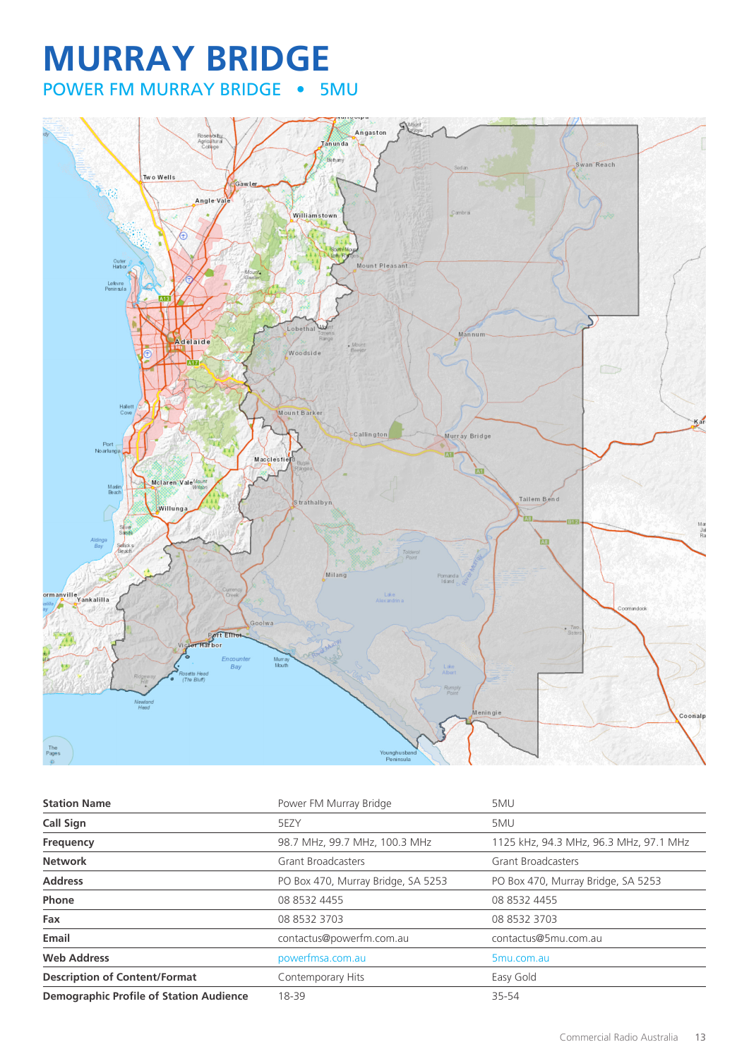# MURRAY BRIDGE

## POWER FM MURRAY BRIDGE • 5MU

| Station Name | Power FM Murray Bridge | 5MU |
|---|---|---|
| Call Sign | 5EZY | 5MU |
| Frequency | 98.7 MHz, 99.7 MHz, 100.3 MHz | 1125 kHz, 94.3 MHz, 96.3 MHz, 97.1 MHz |
| Network | Grant Broadcasters | Grant Broadcasters |
| Address | PO Box 470, Murray Bridge, SA 5253 | PO Box 470, Murray Bridge, SA 5253 |
| Phone | 08 8532 4455 | 08 8532 4455 |
| Fax | 08 8532 3703 | 08 8532 3703 |
| Email | contactus@powerfm.com.au | contactus@5mu.com.au |
| Web Address | powerfmsa.com.au | 5mu.com.au |
| Description of Content/Format | Contemporary Hits | Easy Gold |
| Demographic Profile of Station Audience | 18-39 | 35-54 |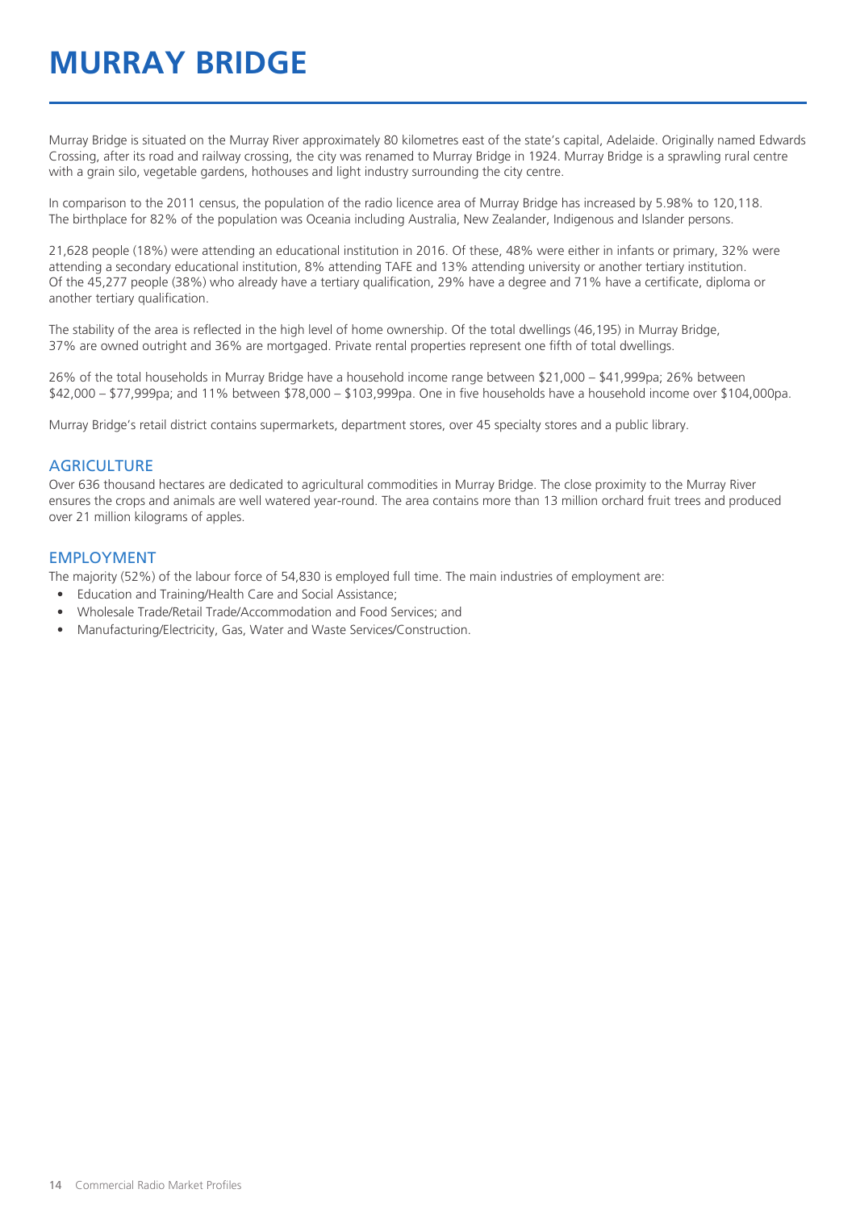# MURRAY BRIDGE

Murray Bridge is situated on the Murray River approximately 80 kilometres east of the state's capital, Adelaide. Originally named Edwards Crossing, after its road and railway crossing, the city was renamed to Murray Bridge in 1924. Murray Bridge is a sprawling rural centre with a grain silo, vegetable gardens, hothouses and light industry surrounding the city centre.

In comparison to the 2011 census, the population of the radio licence area of Murray Bridge has increased by 5.98% to 120,118. The birthplace for 82% of the population was Oceania including Australia, New Zealander, Indigenous and Islander persons.

21,628 people (18%) were attending an educational institution in 2016. Of these, 48% were either in infants or primary, 32% were attending a secondary educational institution, 8% attending TAFE and 13% attending university or another tertiary institution. Of the 45,277 people (38%) who already have a tertiary qualification, 29% have a degree and 71% have a certificate, diploma or another tertiary qualification.

The stability of the area is reflected in the high level of home ownership. Of the total dwellings (46,195) in Murray Bridge, 37% are owned outright and 36% are mortgaged. Private rental properties represent one fifth of total dwellings.

26% of the total households in Murray Bridge have a household income range between $21,000 – $41,999pa; 26% between $42,000 – $77,999pa; and 11% between $78,000 – $103,999pa. One in five households have a household income over $104,000pa.

Murray Bridge's retail district contains supermarkets, department stores, over 45 specialty stores and a public library.

## AGRICULTURE

Over 636 thousand hectares are dedicated to agricultural commodities in Murray Bridge. The close proximity to the Murray River ensures the crops and animals are well watered year-round. The area contains more than 13 million orchard fruit trees and produced over 21 million kilograms of apples.

## EMPLOYMENT

The majority (52%) of the labour force of 54,830 is employed full time. The main industries of employment are:

- Education and Training/Health Care and Social Assistance;
- Wholesale Trade/Retail Trade/Accommodation and Food Services; and
- Manufacturing/Electricity, Gas, Water and Waste Services/Construction.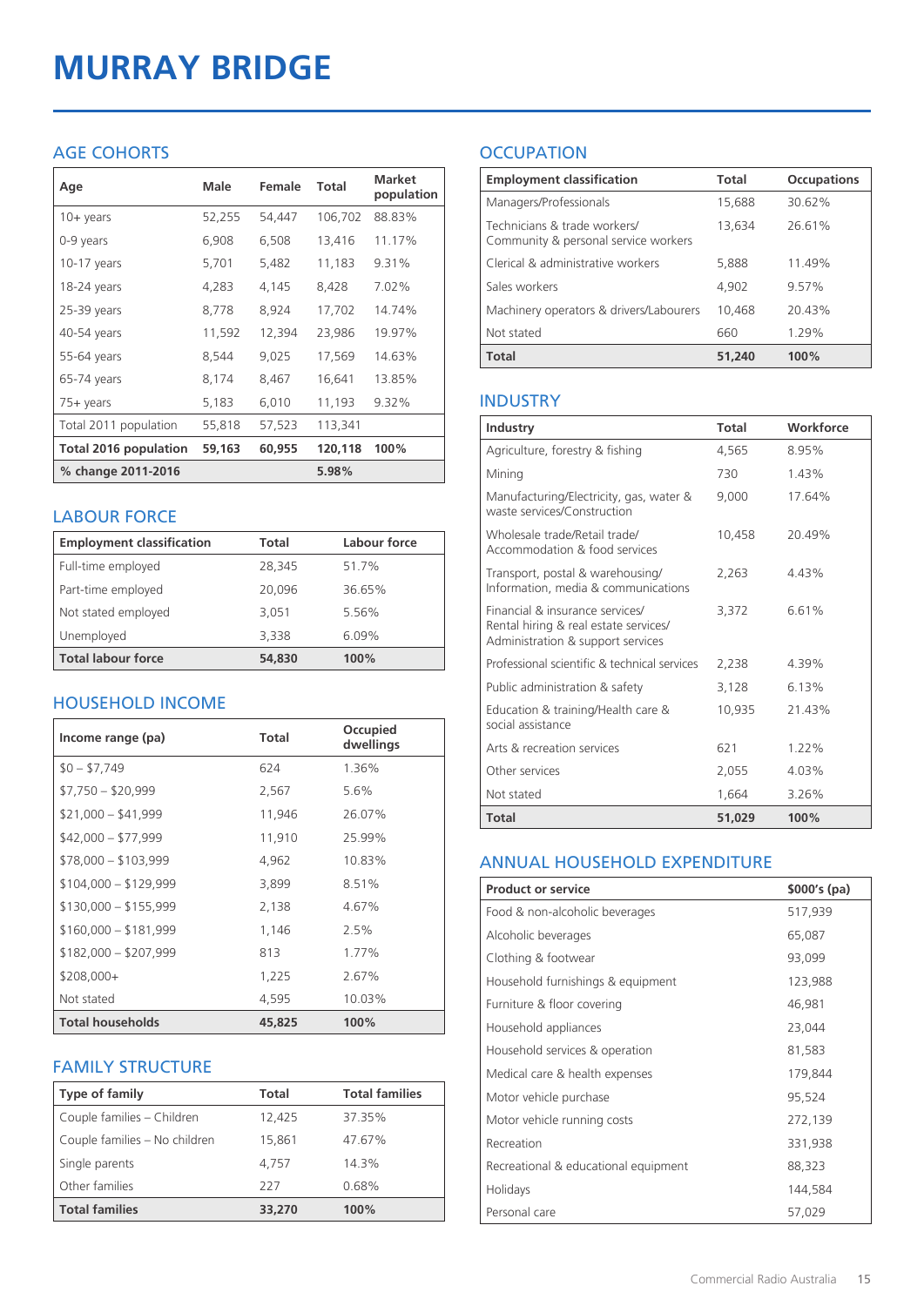# MURRAY BRIDGE

## AGE COHORTS

| Age | Male | Female | Total | Market population |
|---|---|---|---|---|
| 10+ years | 52,255 | 54,447 | 106,702 | 88.83% |
| 0-9 years | 6,908 | 6,508 | 13,416 | 11.17% |
| 10-17 years | 5,701 | 5,482 | 11,183 | 9.31% |
| 18-24 years | 4,283 | 4,145 | 8,428 | 7.02% |
| 25-39 years | 8,778 | 8,924 | 17,702 | 14.74% |
| 40-54 years | 11,592 | 12,394 | 23,986 | 19.97% |
| 55-64 years | 8,544 | 9,025 | 17,569 | 14.63% |
| 65-74 years | 8,174 | 8,467 | 16,641 | 13.85% |
| 75+ years | 5,183 | 6,010 | 11,193 | 9.32% |
| Total 2011 population | 55,818 | 57,523 | 113,341 | |
| **Total 2016 population** | **59,163** | **60,955** | **120,118** | **100%** |
| **% change 2011-2016** | | | **5.98%** | |

## LABOUR FORCE

| Employment classification | Total | Labour force |
|---|---|---|
| Full-time employed | 28,345 | 51.7% |
| Part-time employed | 20,096 | 36.65% |
| Not stated employed | 3,051 | 5.56% |
| Unemployed | 3,338 | 6.09% |
| **Total labour force** | **54,830** | **100%** |

## HOUSEHOLD INCOME

| Income range (pa) | Total | Occupied dwellings |
|---|---|---|
| $0 – $7,749 | 624 | 1.36% |
| $7,750 – $20,999 | 2,567 | 5.6% |
| $21,000 – $41,999 | 11,946 | 26.07% |
| $42,000 – $77,999 | 11,910 | 25.99% |
| $78,000 – $103,999 | 4,962 | 10.83% |
| $104,000 – $129,999 | 3,899 | 8.51% |
| $130,000 – $155,999 | 2,138 | 4.67% |
| $160,000 – $181,999 | 1,146 | 2.5% |
| $182,000 – $207,999 | 813 | 1.77% |
| $208,000+ | 1,225 | 2.67% |
| Not stated | 4,595 | 10.03% |
| **Total households** | **45,825** | **100%** |

## FAMILY STRUCTURE

| Type of family | Total | Total families |
|---|---|---|
| Couple families – Children | 12,425 | 37.35% |
| Couple families – No children | 15,861 | 47.67% |
| Single parents | 4,757 | 14.3% |
| Other families | 227 | 0.68% |
| **Total families** | **33,270** | **100%** |

## OCCUPATION

| Employment classification | Total | Occupations |
|---|---|---|
| Managers/Professionals | 15,688 | 30.62% |
| Technicians & trade workers/ Community & personal service workers | 13,634 | 26.61% |
| Clerical & administrative workers | 5,888 | 11.49% |
| Sales workers | 4,902 | 9.57% |
| Machinery operators & drivers/Labourers | 10,468 | 20.43% |
| Not stated | 660 | 1.29% |
| **Total** | **51,240** | **100%** |

## INDUSTRY

| Industry | Total | Workforce |
|---|---|---|
| Agriculture, forestry & fishing | 4,565 | 8.95% |
| Mining | 730 | 1.43% |
| Manufacturing/Electricity, gas, water & waste services/Construction | 9,000 | 17.64% |
| Wholesale trade/Retail trade/ Accommodation & food services | 10,458 | 20.49% |
| Transport, postal & warehousing/ Information, media & communications | 2,263 | 4.43% |
| Financial & insurance services/ Rental hiring & real estate services/ Administration & support services | 3,372 | 6.61% |
| Professional scientific & technical services | 2,238 | 4.39% |
| Public administration & safety | 3,128 | 6.13% |
| Education & training/Health care & social assistance | 10,935 | 21.43% |
| Arts & recreation services | 621 | 1.22% |
| Other services | 2,055 | 4.03% |
| Not stated | 1,664 | 3.26% |
| **Total** | **51,029** | **100%** |

## ANNUAL HOUSEHOLD EXPENDITURE

| Product or service | $000's (pa) |
|---|---|
| Food & non-alcoholic beverages | 517,939 |
| Alcoholic beverages | 65,087 |
| Clothing & footwear | 93,099 |
| Household furnishings & equipment | 123,988 |
| Furniture & floor covering | 46,981 |
| Household appliances | 23,044 |
| Household services & operation | 81,583 |
| Medical care & health expenses | 179,844 |
| Motor vehicle purchase | 95,524 |
| Motor vehicle running costs | 272,139 |
| Recreation | 331,938 |
| Recreational & educational equipment | 88,323 |
| Holidays | 144,584 |
| Personal care | 57,029 |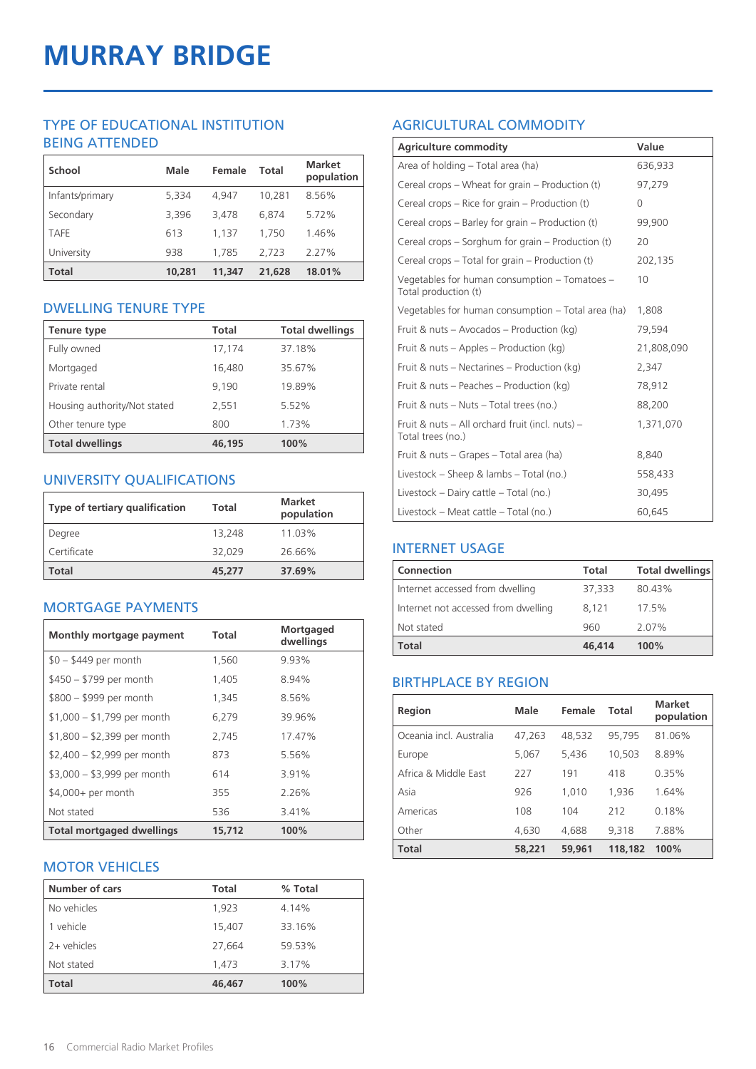# MURRAY BRIDGE

## TYPE OF EDUCATIONAL INSTITUTION BEING ATTENDED

| School | Male | Female | Total | Market population |
|---|---|---|---|---|
| Infants/primary | 5,334 | 4,947 | 10,281 | 8.56% |
| Secondary | 3,396 | 3,478 | 6,874 | 5.72% |
| TAFE | 613 | 1,137 | 1,750 | 1.46% |
| University | 938 | 1,785 | 2,723 | 2.27% |
| **Total** | **10,281** | **11,347** | **21,628** | **18.01%** |

## DWELLING TENURE TYPE

| Tenure type | Total | Total dwellings |
|---|---|---|
| Fully owned | 17,174 | 37.18% |
| Mortgaged | 16,480 | 35.67% |
| Private rental | 9,190 | 19.89% |
| Housing authority/Not stated | 2,551 | 5.52% |
| Other tenure type | 800 | 1.73% |
| **Total dwellings** | **46,195** | **100%** |

## UNIVERSITY QUALIFICATIONS

| Type of tertiary qualification | Total | Market population |
|---|---|---|
| Degree | 13,248 | 11.03% |
| Certificate | 32,029 | 26.66% |
| **Total** | **45,277** | **37.69%** |

## MORTGAGE PAYMENTS

| Monthly mortgage payment | Total | Mortgaged dwellings |
|---|---|---|
| $0 – $449 per month | 1,560 | 9.93% |
| $450 – $799 per month | 1,405 | 8.94% |
| $800 – $999 per month | 1,345 | 8.56% |
| $1,000 – $1,799 per month | 6,279 | 39.96% |
| $1,800 – $2,399 per month | 2,745 | 17.47% |
| $2,400 – $2,999 per month | 873 | 5.56% |
| $3,000 – $3,999 per month | 614 | 3.91% |
| $4,000+ per month | 355 | 2.26% |
| Not stated | 536 | 3.41% |
| **Total mortgaged dwellings** | **15,712** | **100%** |

## MOTOR VEHICLES

| Number of cars | Total | % Total |
|---|---|---|
| No vehicles | 1,923 | 4.14% |
| 1 vehicle | 15,407 | 33.16% |
| 2+ vehicles | 27,664 | 59.53% |
| Not stated | 1,473 | 3.17% |
| **Total** | **46,467** | **100%** |

## AGRICULTURAL COMMODITY

| Agriculture commodity | Value |
|---|---|
| Area of holding – Total area (ha) | 636,933 |
| Cereal crops – Wheat for grain – Production (t) | 97,279 |
| Cereal crops – Rice for grain – Production (t) | 0 |
| Cereal crops – Barley for grain – Production (t) | 99,900 |
| Cereal crops – Sorghum for grain – Production (t) | 20 |
| Cereal crops – Total for grain – Production (t) | 202,135 |
| Vegetables for human consumption – Tomatoes – Total production (t) | 10 |
| Vegetables for human consumption – Total area (ha) | 1,808 |
| Fruit & nuts – Avocados – Production (kg) | 79,594 |
| Fruit & nuts – Apples – Production (kg) | 21,808,090 |
| Fruit & nuts – Nectarines – Production (kg) | 2,347 |
| Fruit & nuts – Peaches – Production (kg) | 78,912 |
| Fruit & nuts – Nuts – Total trees (no.) | 88,200 |
| Fruit & nuts – All orchard fruit (incl. nuts) – Total trees (no.) | 1,371,070 |
| Fruit & nuts – Grapes – Total area (ha) | 8,840 |
| Livestock – Sheep & lambs – Total (no.) | 558,433 |
| Livestock – Dairy cattle – Total (no.) | 30,495 |
| Livestock – Meat cattle – Total (no.) | 60,645 |

## INTERNET USAGE

| Connection | Total | Total dwellings |
|---|---|---|
| Internet accessed from dwelling | 37,333 | 80.43% |
| Internet not accessed from dwelling | 8,121 | 17.5% |
| Not stated | 960 | 2.07% |
| **Total** | **46,414** | **100%** |

## BIRTHPLACE BY REGION

| Region | Male | Female | Total | Market population |
|---|---|---|---|---|
| Oceania incl. Australia | 47,263 | 48,532 | 95,795 | 81.06% |
| Europe | 5,067 | 5,436 | 10,503 | 8.89% |
| Africa & Middle East | 227 | 191 | 418 | 0.35% |
| Asia | 926 | 1,010 | 1,936 | 1.64% |
| Americas | 108 | 104 | 212 | 0.18% |
| Other | 4,630 | 4,688 | 9,318 | 7.88% |
| **Total** | **58,221** | **59,961** | **118,182** | **100%** |